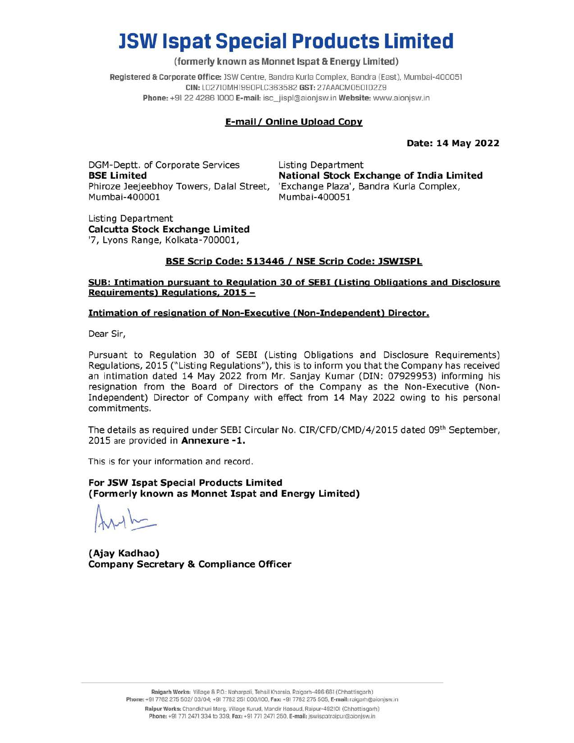# JSW Ispat Special Products Limited

(formerly known as Monnet Ispat & Energy Limited)

**Registered & Corporate Office:** JSW Centre, Bandra Kurla Complex, Bandra (East), Mumbai-400051
**CIN:** L02710MH1990PLC363582 **GST:** 27AAACM0501D2Z9
**Phone:** +91 22 4286 1000 **E-mail:** isc_jispl@aionjsw.in **Website:** www.aionjsw.in

**E-mail/ Online Upload Copy**

**Date: 14 May 2022**

DGM-Deptt. of Corporate Services
**BSE Limited**
Phiroze Jeejeebhoy Towers, Dalal Street,
Mumbai-400001

Listing Department
**National Stock Exchange of India Limited**
'Exchange Plaza', Bandra Kurla Complex,
Mumbai-400051

Listing Department
**Calcutta Stock Exchange Limited**
'7, Lyons Range, Kolkata-700001,

**BSE Scrip Code: 513446 / NSE Scrip Code: JSWISPL**

**SUB: Intimation pursuant to Regulation 30 of SEBI (Listing Obligations and Disclosure Requirements) Regulations, 2015 –**

**Intimation of resignation of Non-Executive (Non-Independent) Director.**

Dear Sir,

Pursuant to Regulation 30 of SEBI (Listing Obligations and Disclosure Requirements) Regulations, 2015 ("Listing Regulations"), this is to inform you that the Company has received an intimation dated 14 May 2022 from Mr. Sanjay Kumar (DIN: 07929953) informing his resignation from the Board of Directors of the Company as the Non-Executive (Non-Independent) Director of Company with effect from 14 May 2022 owing to his personal commitments.

The details as required under SEBI Circular No. CIR/CFD/CMD/4/2015 dated 09th September, 2015 are provided in **Annexure -1.**

This is for your information and record.

**For JSW Ispat Special Products Limited**
**(Formerly known as Monnet Ispat and Energy Limited)**

**(Ajay Kadhao)**
**Company Secretary & Compliance Officer**

**Raigarh Works:** Village & P.O.: Naharpali, Tehsil Kharsia, Raigarh-496 661 (Chhattisgarh)
**Phone:** +91 7762 275 502/ 03/04; +91 7762 251 000/100, **Fax:** +91 7762 275 505, **E-mail:** raigarh@aionjsw.in
**Raipur Works:** Chandkhuri Marg, Village Kurud, Mandir Hasaud, Raipur-492101 (Chhattisgarh)
**Phone:** +91 771 2471 334 to 339, **Fax:** +91 771 2471 250, **E-mail:** jswispatraipur@aionjsw.in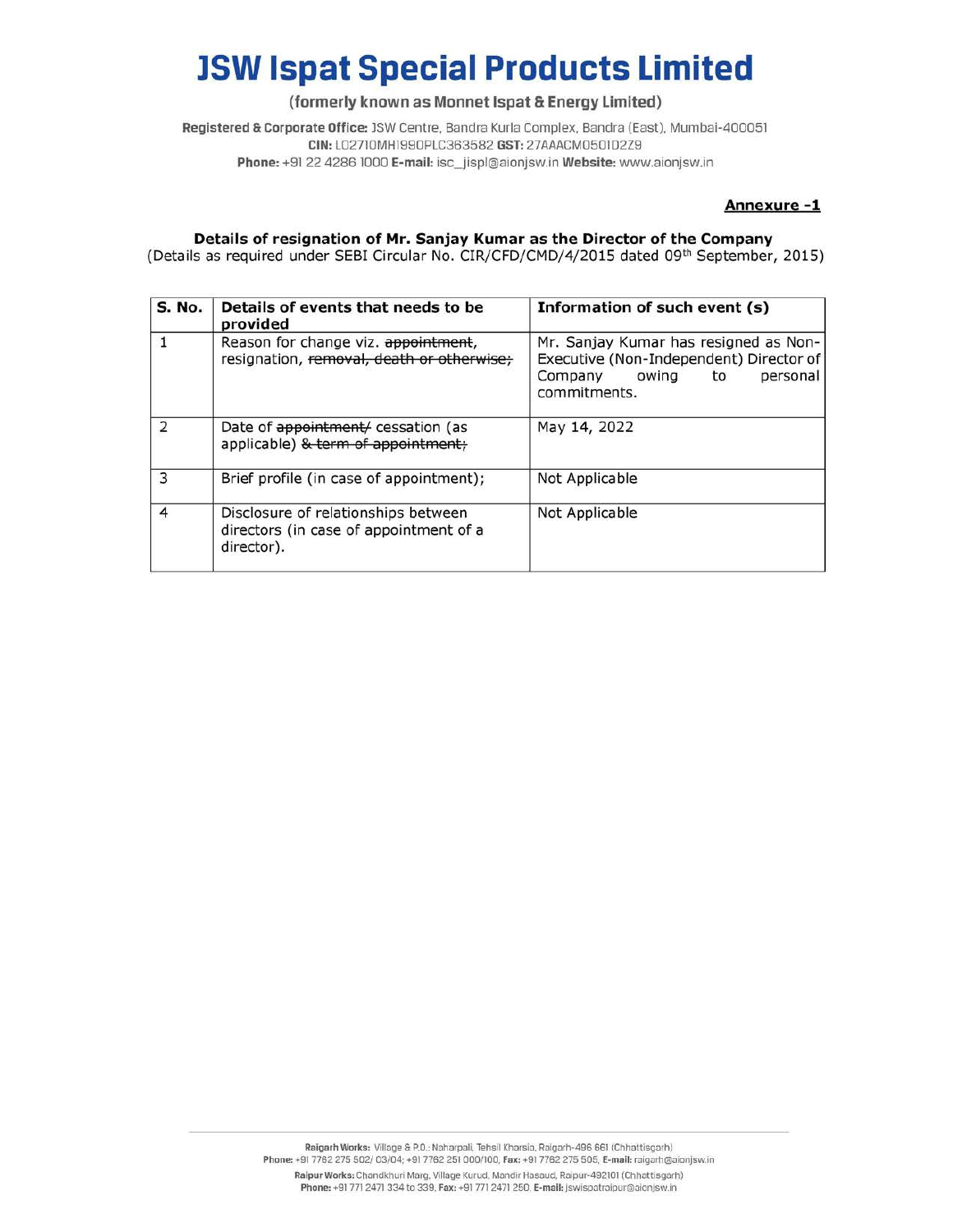# JSW Ispat Special Products Limited

(formerly known as Monnet Ispat & Energy Limited)

**Registered & Corporate Office:** JSW Centre, Bandra Kurla Complex, Bandra (East), Mumbai-400051
**CIN:** L02710MH1990PLC363582 **GST:** 27AAACM0501D2Z9
**Phone:** +91 22 4286 1000 **E-mail:** isc_jispl@aionjsw.in **Website:** www.aionjsw.in

**Annexure -1**

**Details of resignation of Mr. Sanjay Kumar as the Director of the Company**
(Details as required under SEBI Circular No. CIR/CFD/CMD/4/2015 dated 09th September, 2015)

| S. No. | Details of events that needs to be provided | Information of such event (s) |
|---|---|---|
| 1 | Reason for change viz. ~~appointment~~, resignation, ~~removal, death or otherwise;~~ | Mr. Sanjay Kumar has resigned as Non-Executive (Non-Independent) Director of Company owing to personal commitments. |
| 2 | Date of ~~appointment/~~ cessation (as applicable) ~~& term of appointment;~~ | May 14, 2022 |
| 3 | Brief profile (in case of appointment); | Not Applicable |
| 4 | Disclosure of relationships between directors (in case of appointment of a director). | Not Applicable |

**Raigarh Works:** Village & P.O.: Naharpali, Tehsil Kharsia, Raigarh-496 661 (Chhattisgarh)
**Phone:** +91 7762 275 502/ 03/04; +91 7762 251 000/100, **Fax:** +91 7762 275 505, **E-mail:** raigarh@aionjsw.in

**Raipur Works:** Chandkhuri Marg, Village Kurud, Mandir Hasaud, Raipur-492101 (Chhattisgarh)
**Phone:** +91 771 2471 334 to 339, **Fax:** +91 771 2471 250, **E-mail:** jswispatraipur@aionjsw.in